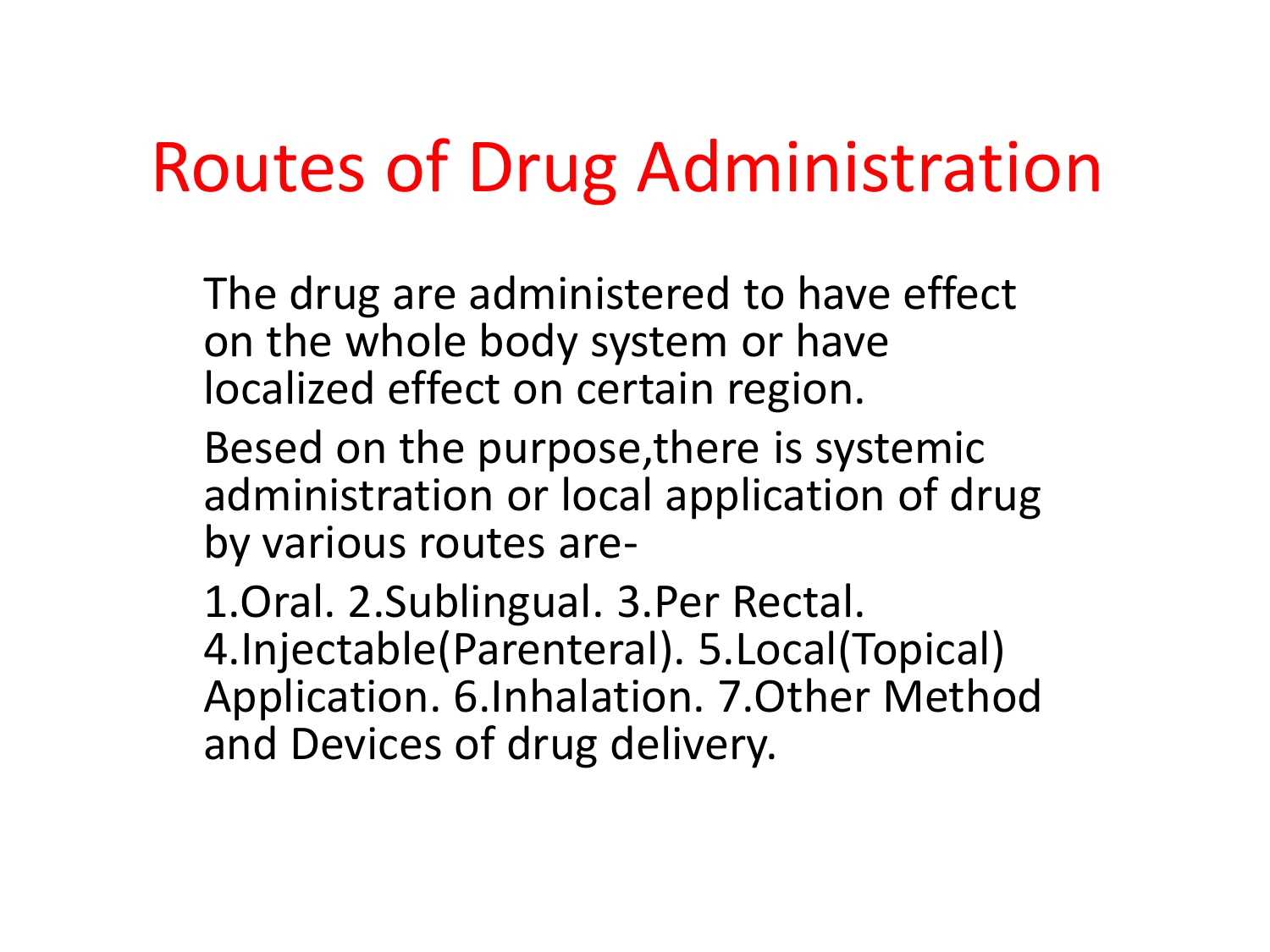# Routes of Drug Administration

The drug are administered to have effect on the whole body system or have localized effect on certain region.

Besed on the purpose,there is systemic administration or local application of drug by various routes are-

1.Oral. 2.Sublingual. 3.Per Rectal. 4.Injectable(Parenteral). 5.Local(Topical) Application. 6.Inhalation. 7.Other Method and Devices of drug delivery.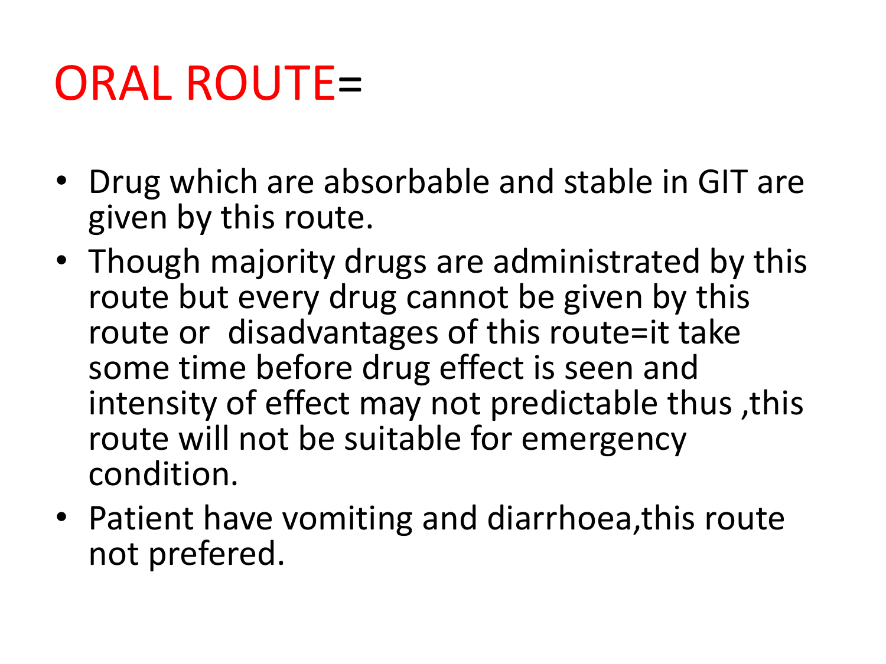# ORAL ROUTE=

- Drug which are absorbable and stable in GIT are given by this route.
- Though majority drugs are administrated by this route but every drug cannot be given by this route or disadvantages of this route=it take some time before drug effect is seen and intensity of effect may not predictable thus ,this route will not be suitable for emergency condition.
- Patient have vomiting and diarrhoea,this route not prefered.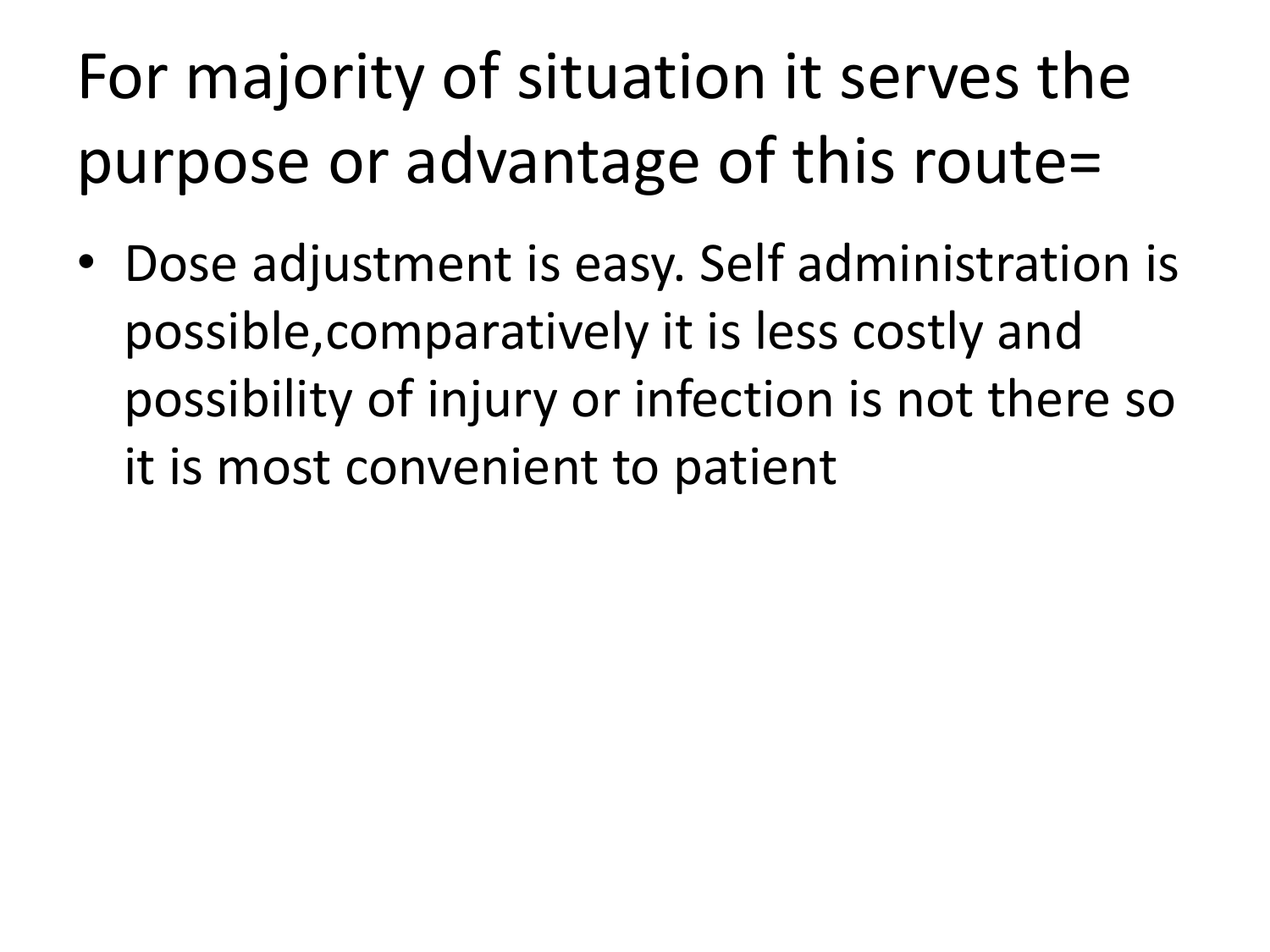# For majority of situation it serves the purpose or advantage of this route=

- Dose adjustment is easy. Self administration is possible,comparatively it is less costly and possibility of injury or infection is not there so it is most convenient to patient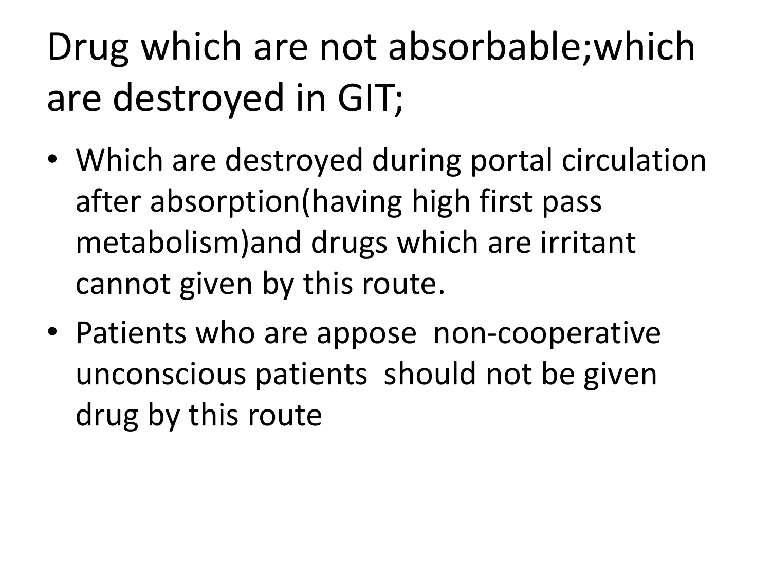# Drug which are not absorbable;which are destroyed in GIT;

- Which are destroyed during portal circulation after absorption(having high first pass metabolism)and drugs which are irritant cannot given by this route.
- Patients who are appose non-cooperative unconscious patients should not be given drug by this route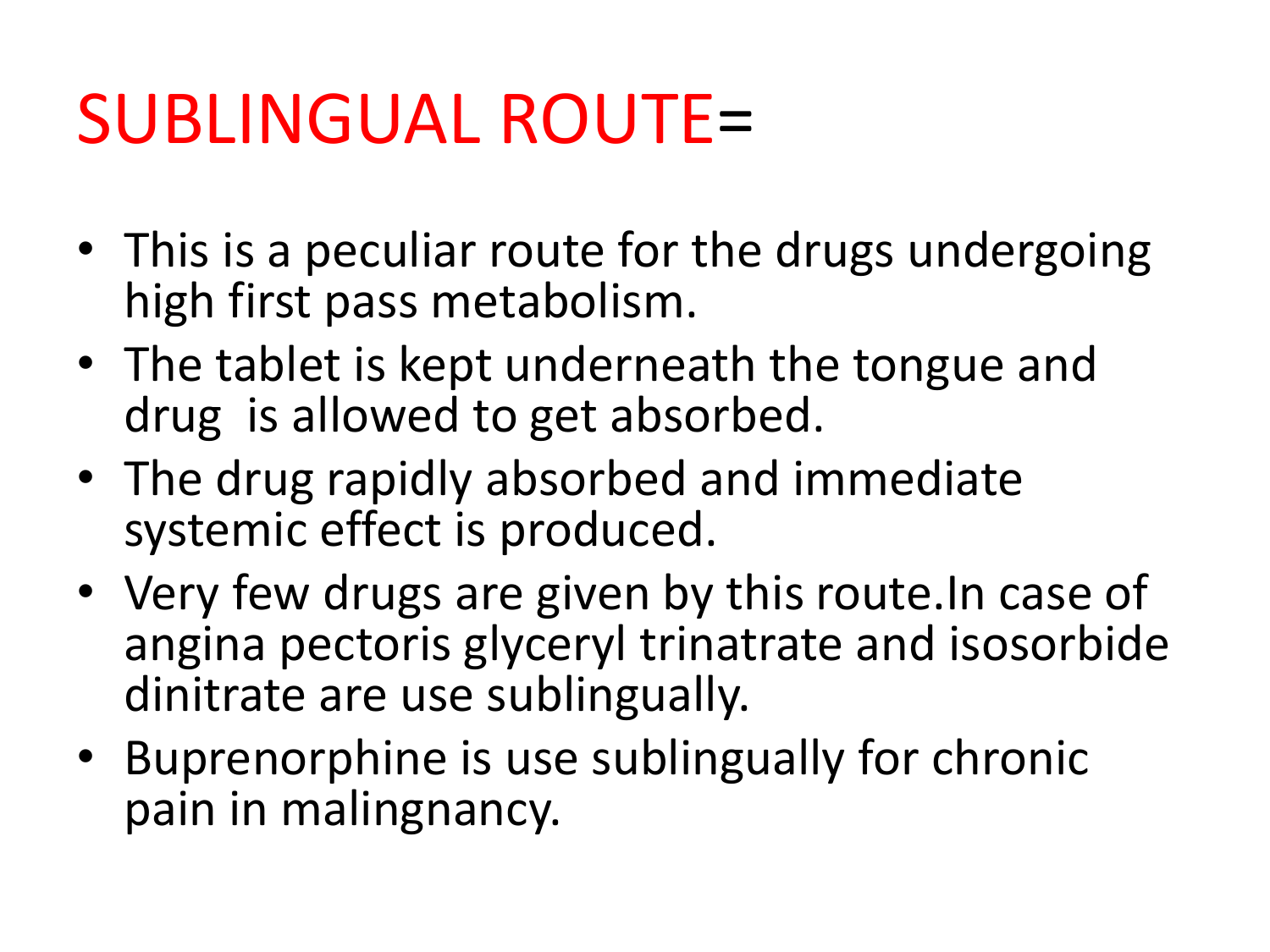# SUBLINGUAL ROUTE=

- This is a peculiar route for the drugs undergoing high first pass metabolism.
- The tablet is kept underneath the tongue and drug is allowed to get absorbed.
- The drug rapidly absorbed and immediate systemic effect is produced.
- Very few drugs are given by this route.In case of angina pectoris glyceryl trinatrate and isosorbide dinitrate are use sublingually.
- Buprenorphine is use sublingually for chronic pain in malingnancy.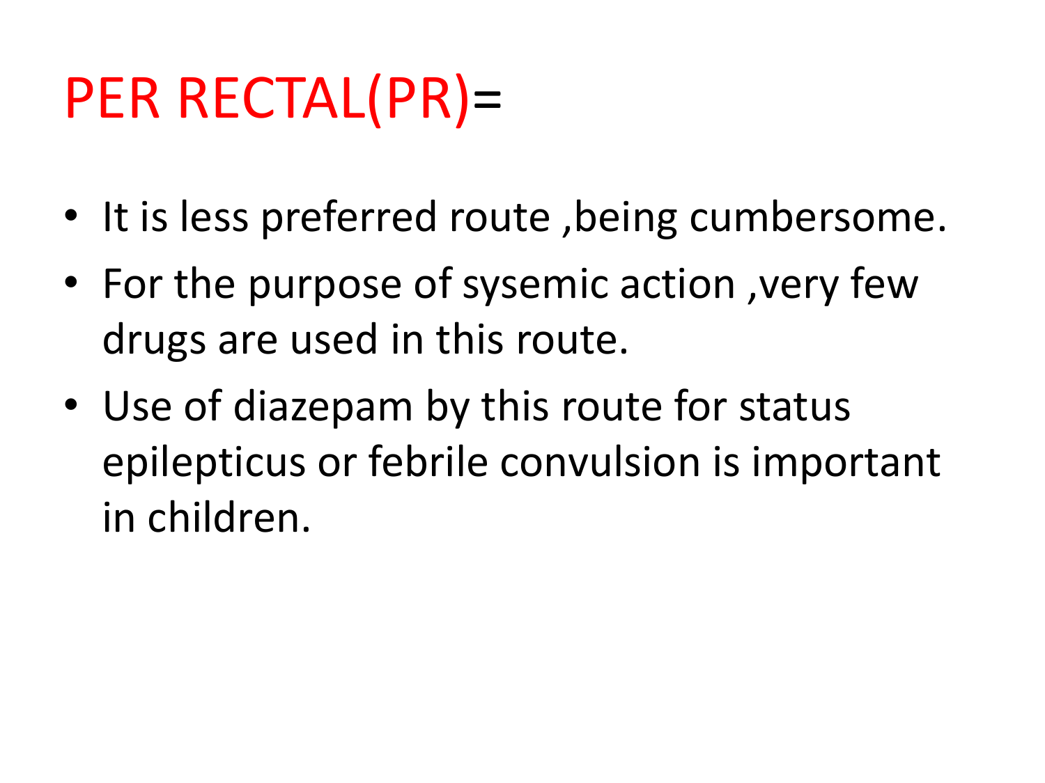# PER RECTAL(PR)=

- It is less preferred route ,being cumbersome.
- For the purpose of sysemic action ,very few drugs are used in this route.
- Use of diazepam by this route for status epilepticus or febrile convulsion is important in children.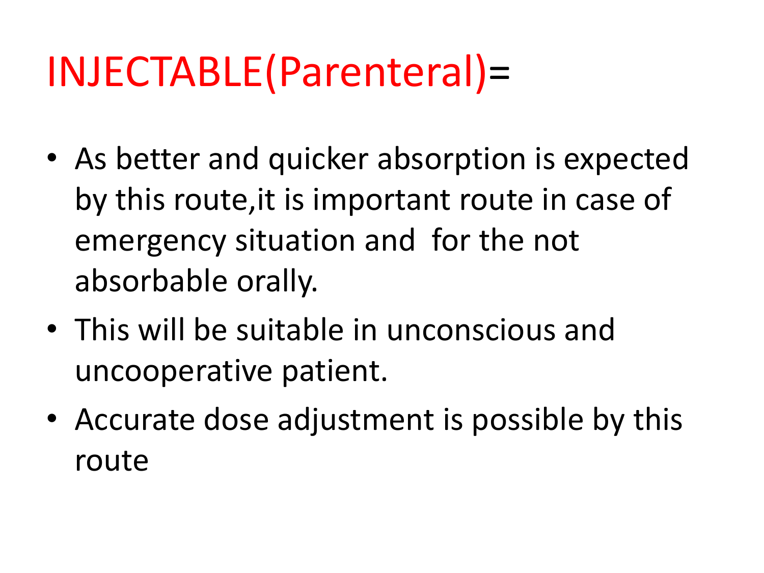# INJECTABLE(Parenteral)=

- As better and quicker absorption is expected by this route,it is important route in case of emergency situation and for the not absorbable orally.
- This will be suitable in unconscious and uncooperative patient.
- Accurate dose adjustment is possible by this route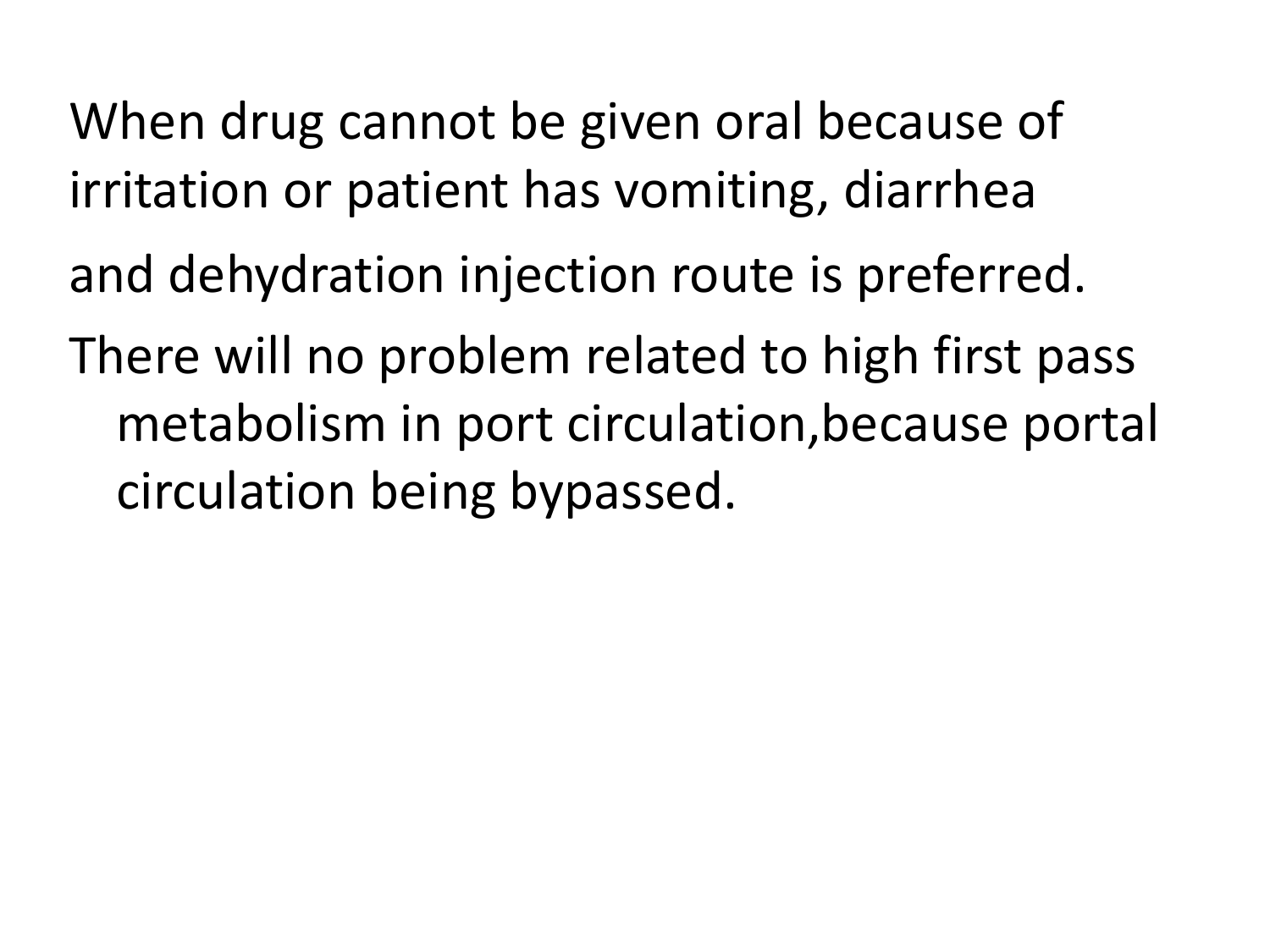When drug cannot be given oral because of irritation or patient has vomiting, diarrhea

and dehydration injection route is preferred.

There will no problem related to high first pass metabolism in port circulation,because portal circulation being bypassed.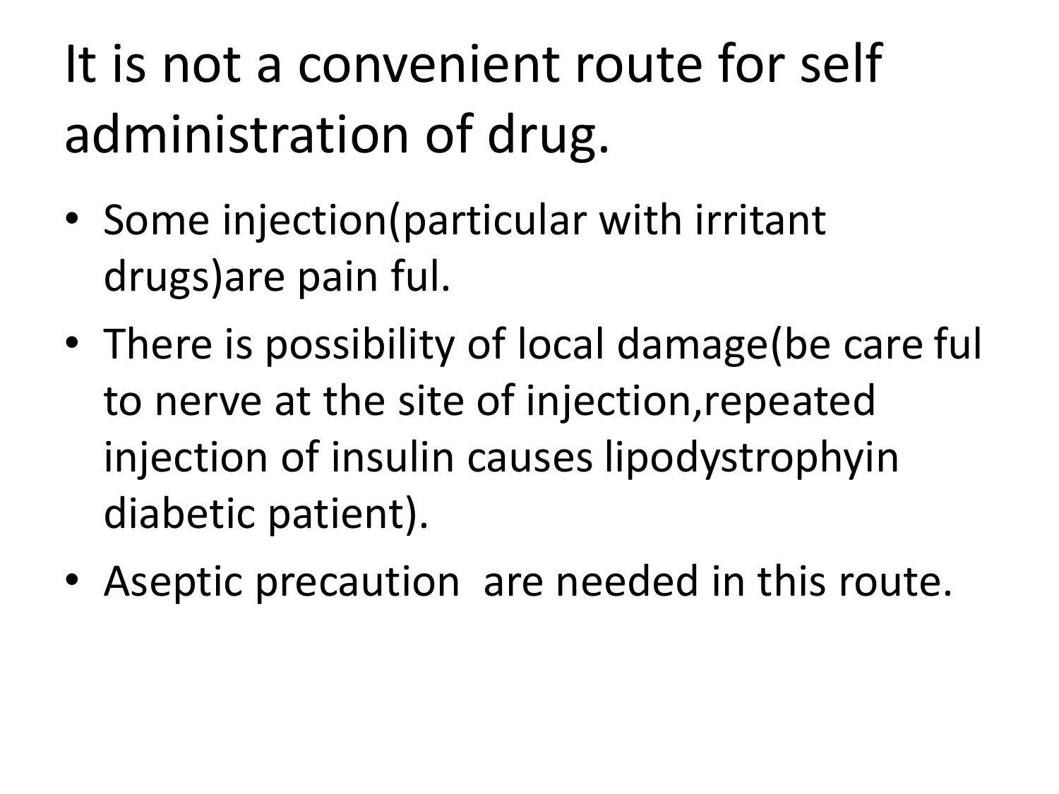# It is not a convenient route for self administration of drug.

- Some injection(particular with irritant drugs)are pain ful.
- There is possibility of local damage(be care ful to nerve at the site of injection,repeated injection of insulin causes lipodystrophyin diabetic patient).
- Aseptic precaution are needed in this route.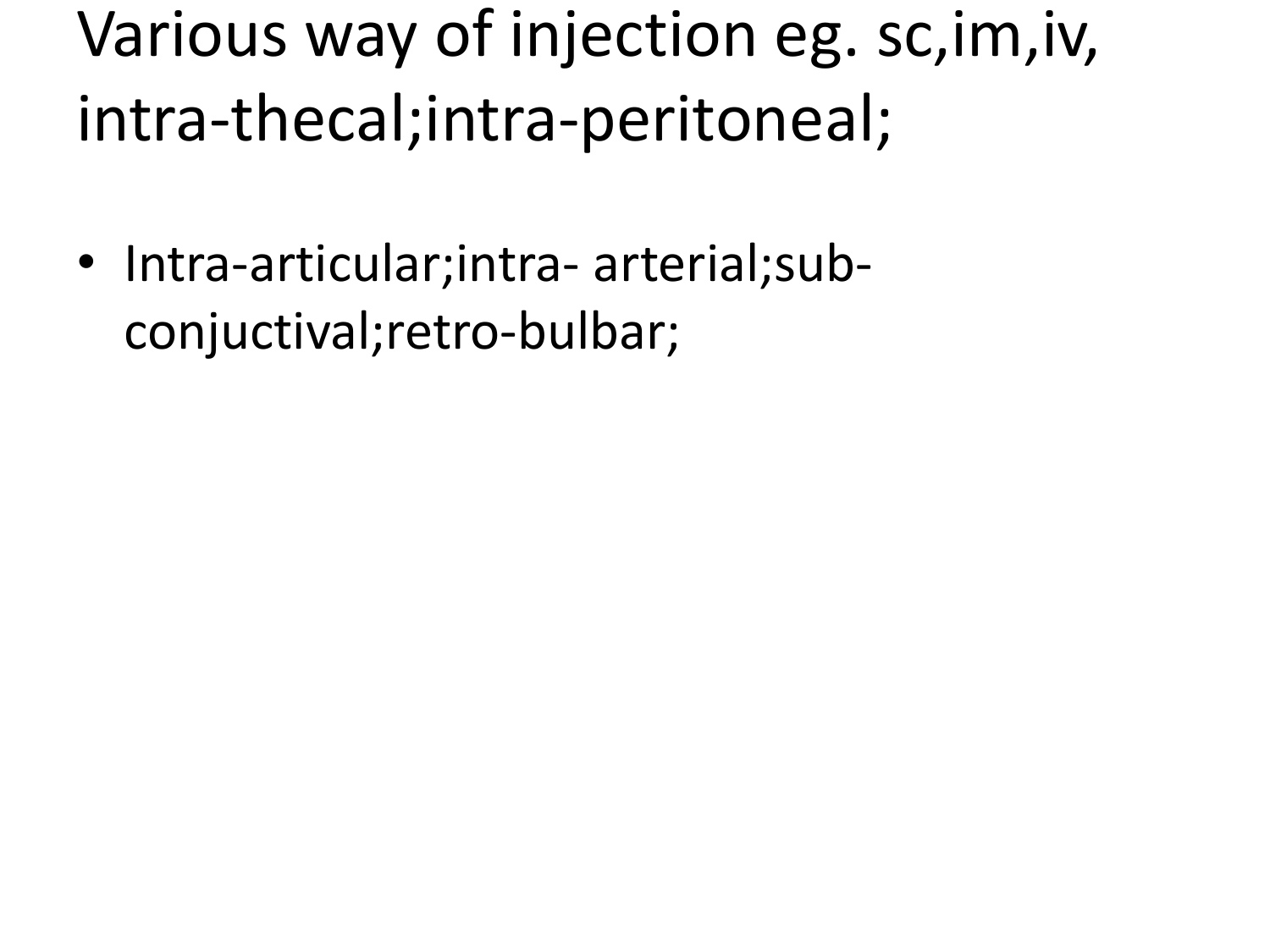# Various way of injection eg. sc,im,iv, intra-thecal;intra-peritoneal;

- Intra-articular;intra- arterial;sub-conjuctival;retro-bulbar;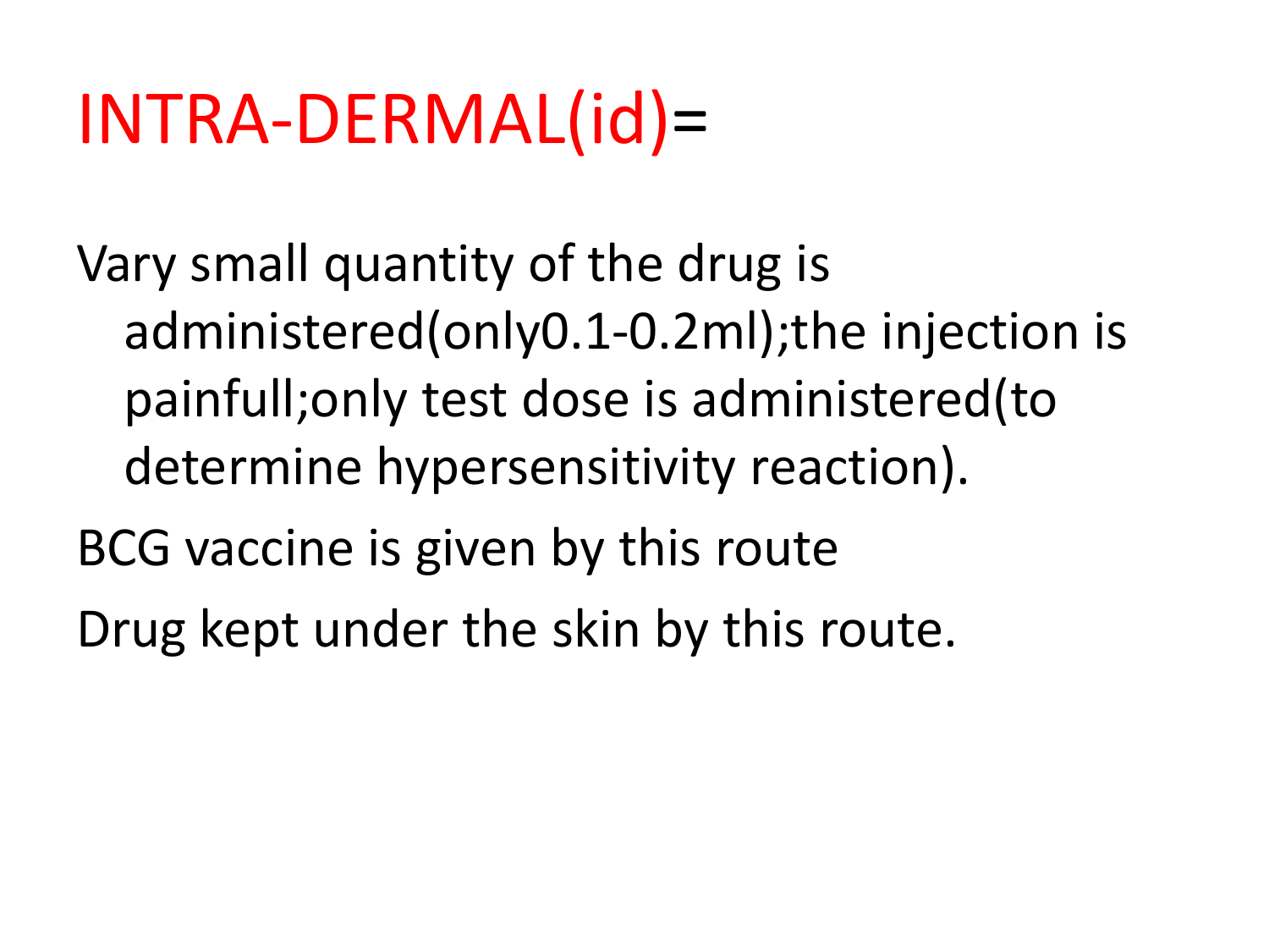# INTRA-DERMAL(id)=

Vary small quantity of the drug is administered(only0.1-0.2ml);the injection is painfull;only test dose is administered(to determine hypersensitivity reaction).

BCG vaccine is given by this route

Drug kept under the skin by this route.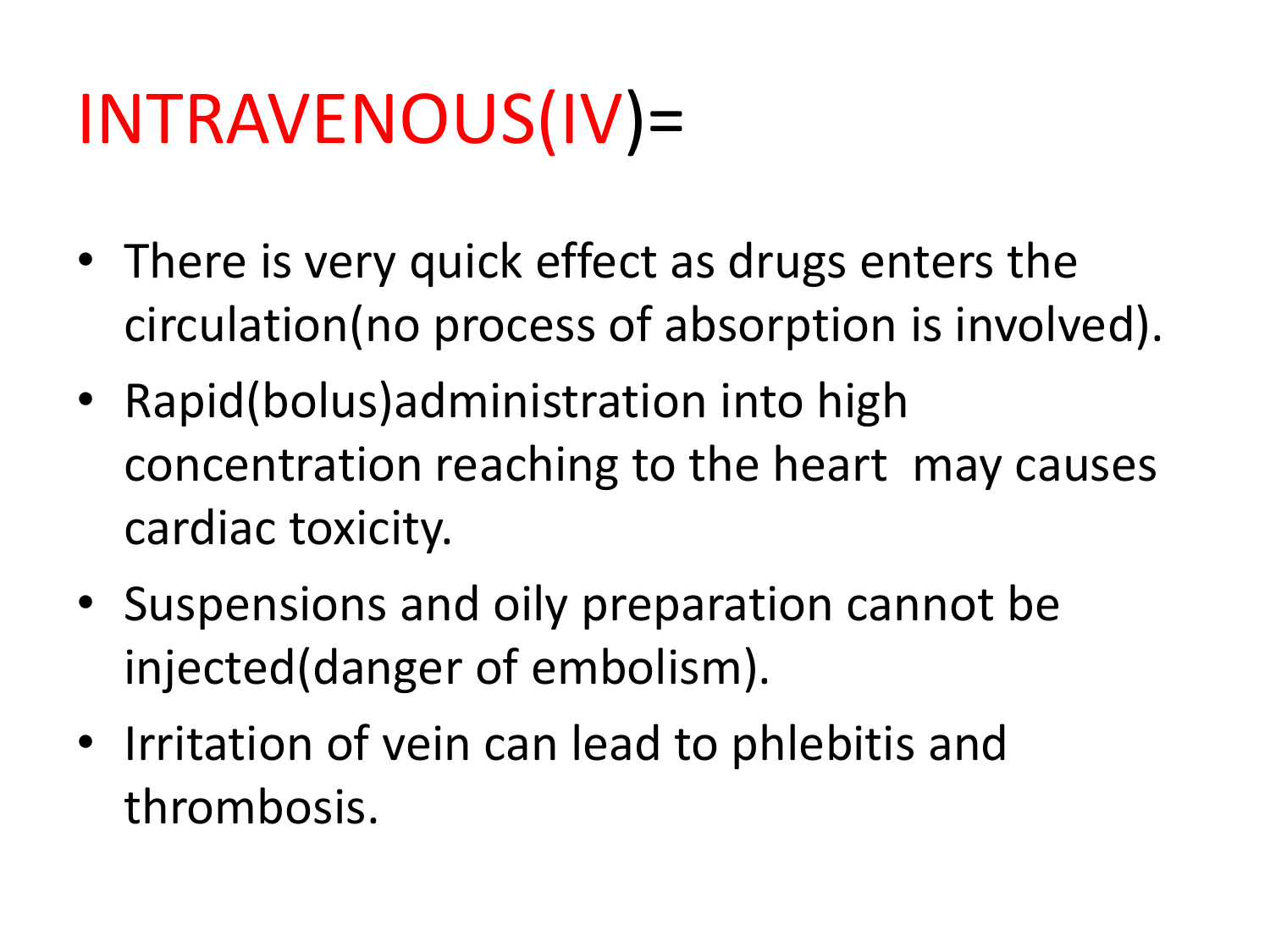# INTRAVENOUS(IV)=

- There is very quick effect as drugs enters the circulation(no process of absorption is involved).
- Rapid(bolus)administration into high concentration reaching to the heart may causes cardiac toxicity.
- Suspensions and oily preparation cannot be injected(danger of embolism).
- Irritation of vein can lead to phlebitis and thrombosis.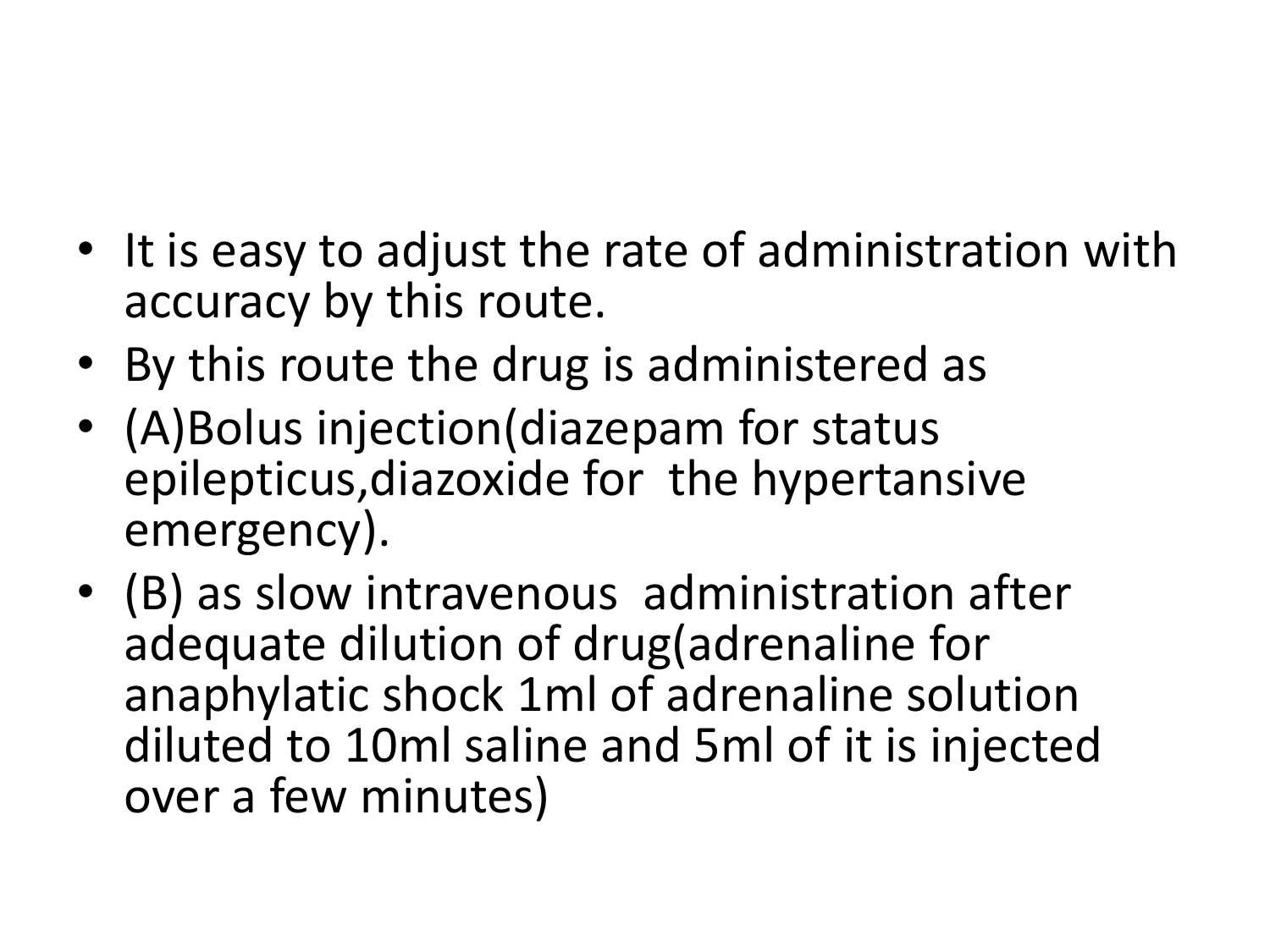- It is easy to adjust the rate of administration with accuracy by this route.
- By this route the drug is administered as
- (A)Bolus injection(diazepam for status epilepticus,diazoxide for the hypertansive emergency).
- (B) as slow intravenous administration after adequate dilution of drug(adrenaline for anaphylatic shock 1ml of adrenaline solution diluted to 10ml saline and 5ml of it is injected over a few minutes)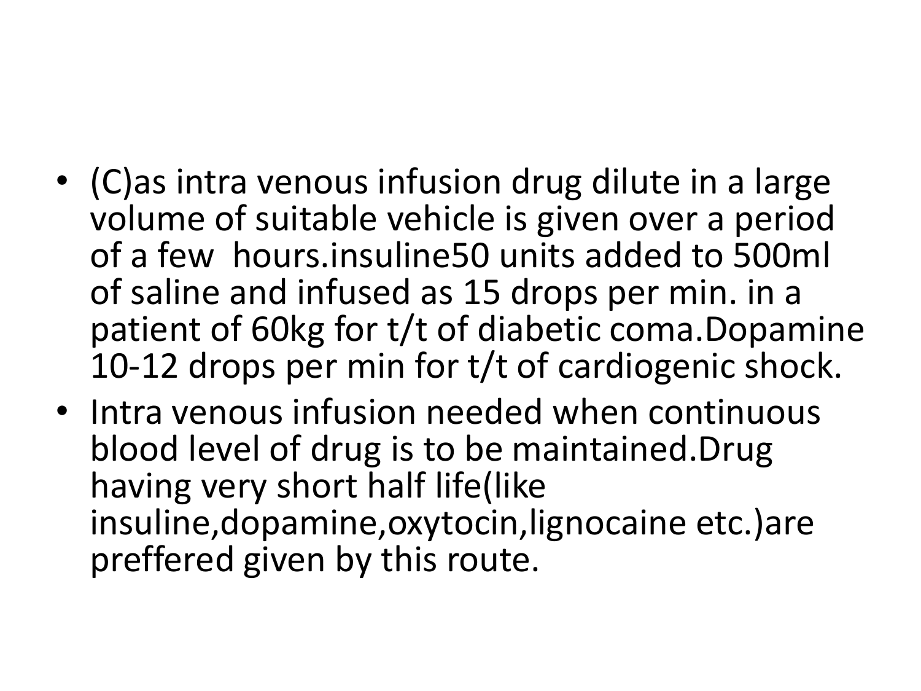- (C)as intra venous infusion drug dilute in a large volume of suitable vehicle is given over a period of a few hours.insuline50 units added to 500ml of saline and infused as 15 drops per min. in a patient of 60kg for t/t of diabetic coma.Dopamine 10-12 drops per min for t/t of cardiogenic shock.
- Intra venous infusion needed when continuous blood level of drug is to be maintained.Drug having very short half life(like insuline,dopamine,oxytocin,lignocaine etc.)are preffered given by this route.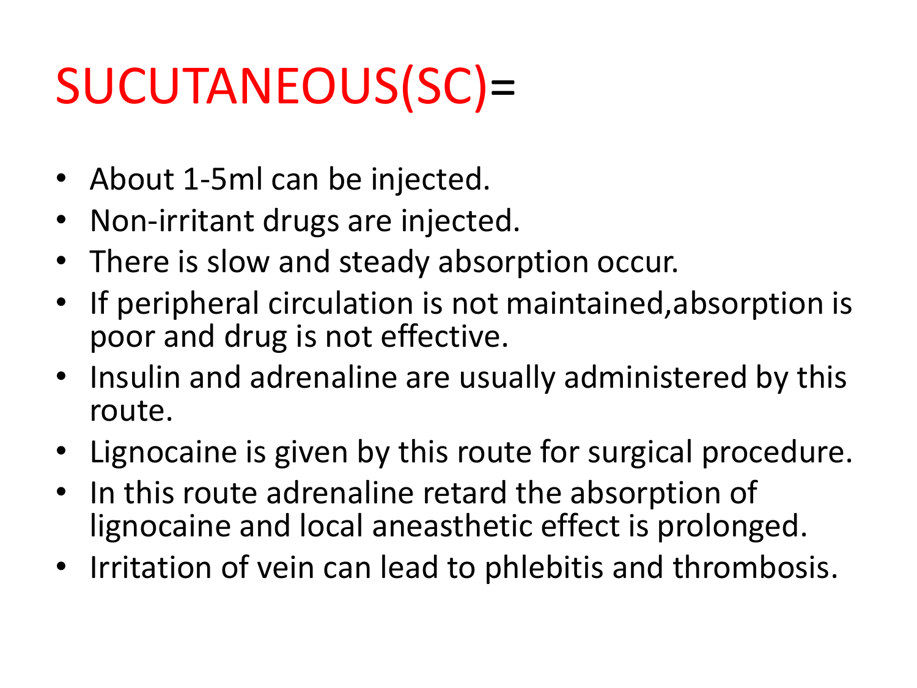# SUCUTANEOUS(SC)=

- About 1-5ml can be injected.
- Non-irritant drugs are injected.
- There is slow and steady absorption occur.
- If peripheral circulation is not maintained,absorption is poor and drug is not effective.
- Insulin and adrenaline are usually administered by this route.
- Lignocaine is given by this route for surgical procedure.
- In this route adrenaline retard the absorption of lignocaine and local aneasthetic effect is prolonged.
- Irritation of vein can lead to phlebitis and thrombosis.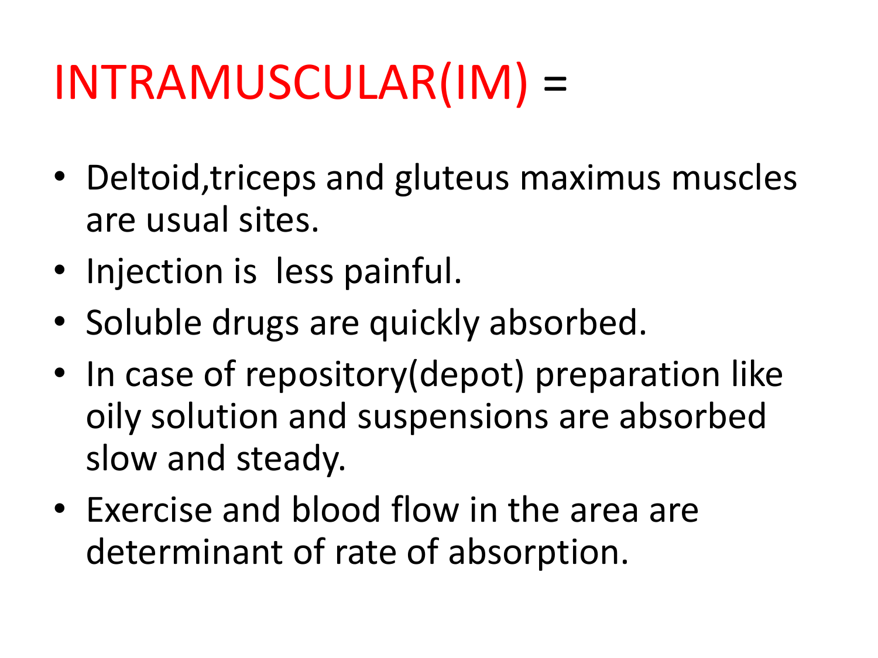# INTRAMUSCULAR(IM) =

- Deltoid,triceps and gluteus maximus muscles are usual sites.
- Injection is less painful.
- Soluble drugs are quickly absorbed.
- In case of repository(depot) preparation like oily solution and suspensions are absorbed slow and steady.
- Exercise and blood flow in the area are determinant of rate of absorption.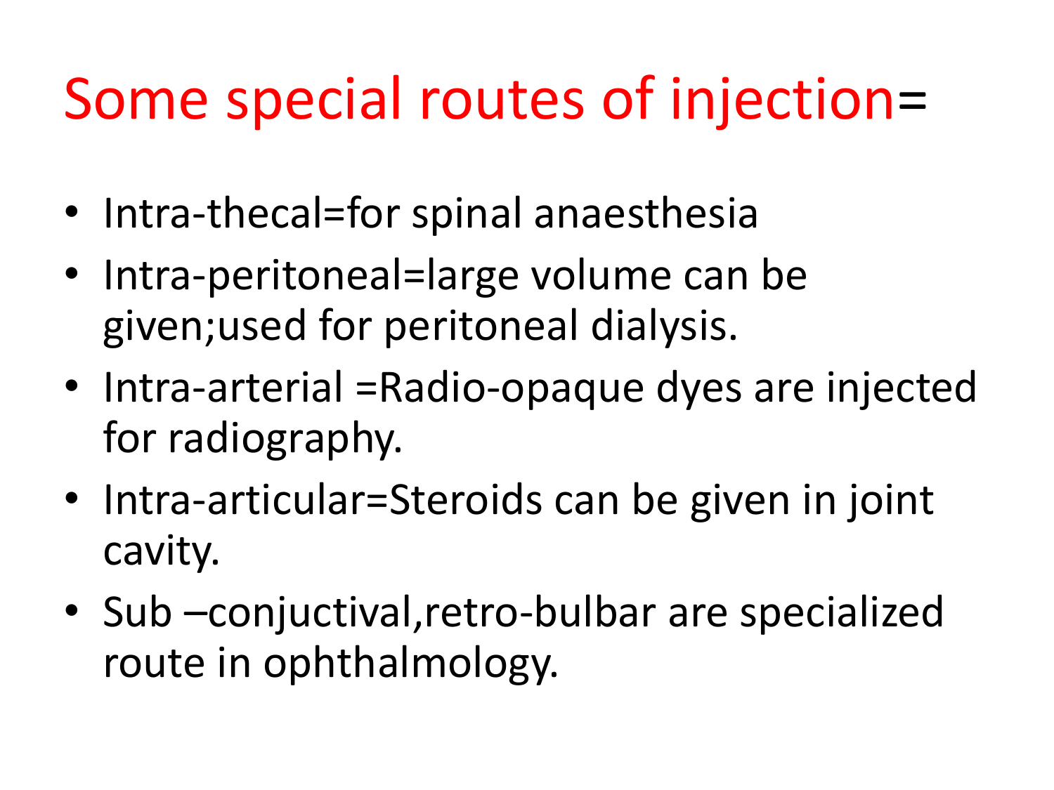# Some special routes of injection=

- Intra-thecal=for spinal anaesthesia
- Intra-peritoneal=large volume can be given;used for peritoneal dialysis.
- Intra-arterial =Radio-opaque dyes are injected for radiography.
- Intra-articular=Steroids can be given in joint cavity.
- Sub –conjuctival,retro-bulbar are specialized route in ophthalmology.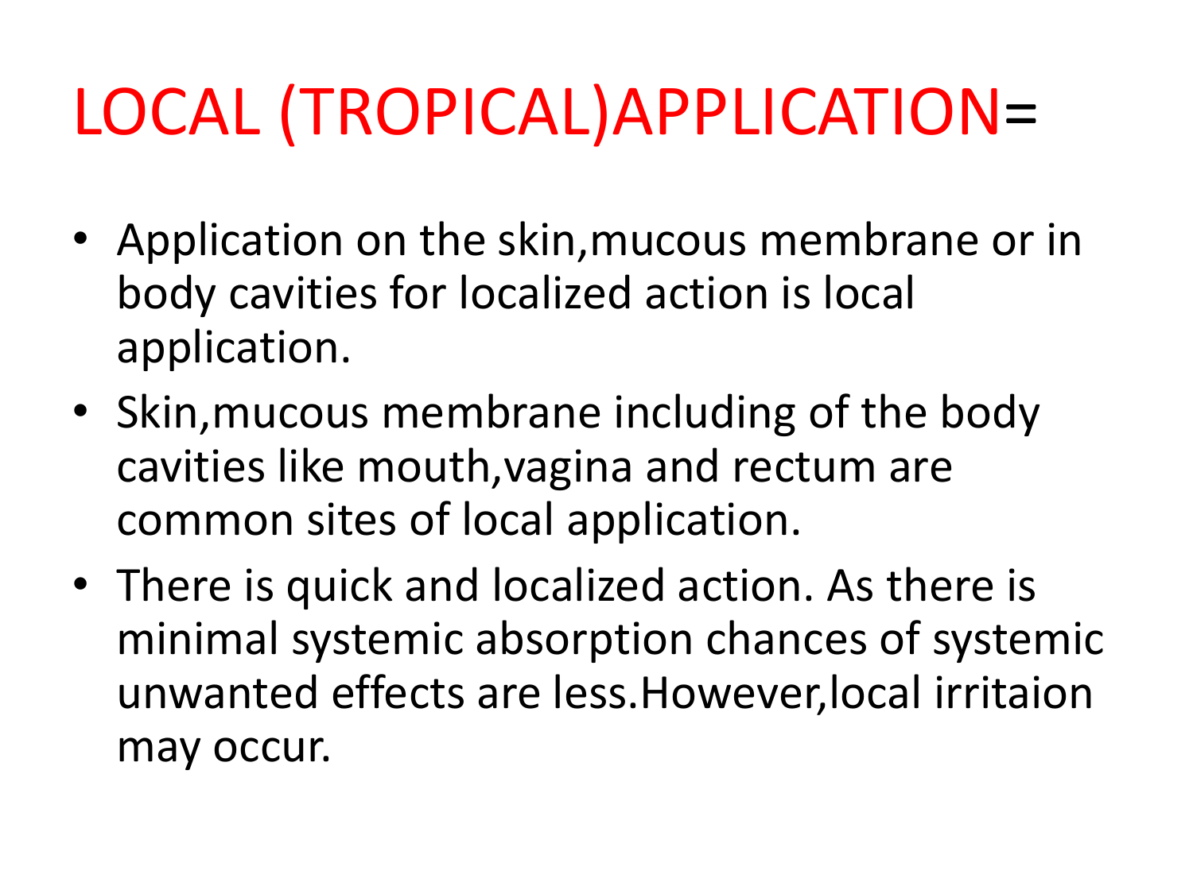# LOCAL (TROPICAL)APPLICATION=

- Application on the skin,mucous membrane or in body cavities for localized action is local application.
- Skin,mucous membrane including of the body cavities like mouth,vagina and rectum are common sites of local application.
- There is quick and localized action. As there is minimal systemic absorption chances of systemic unwanted effects are less.However,local irritaion may occur.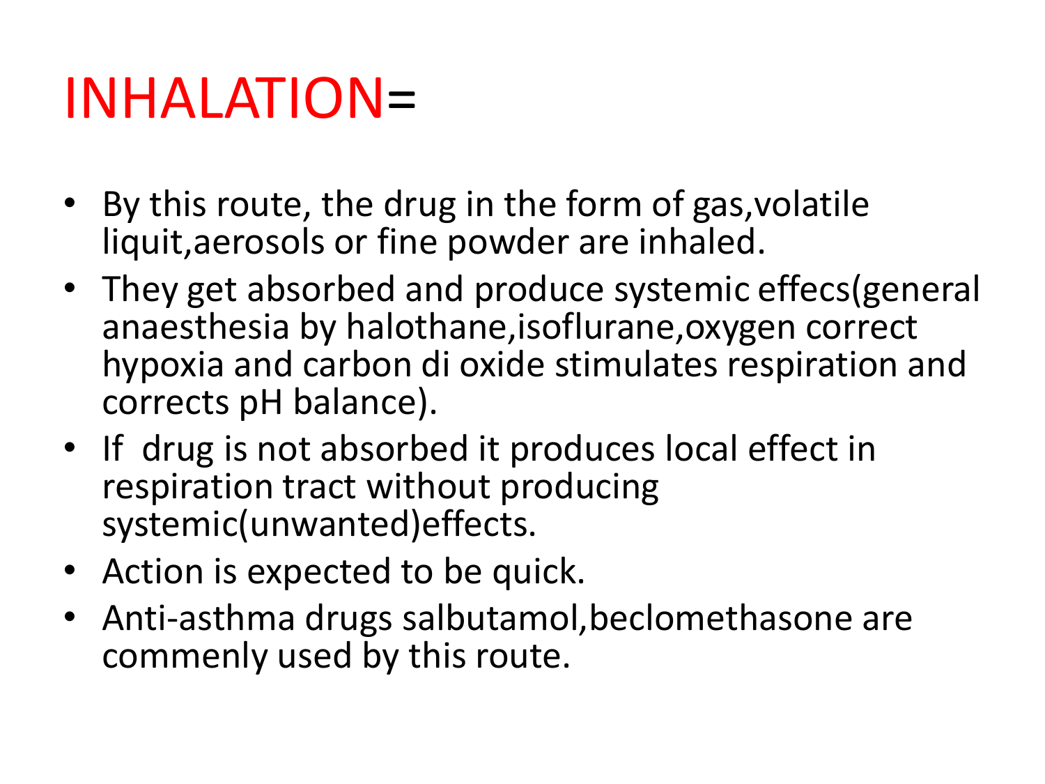# INHALATION=

- By this route, the drug in the form of gas,volatile liquit,aerosols or fine powder are inhaled.
- They get absorbed and produce systemic effecs(general anaesthesia by halothane,isoflurane,oxygen correct hypoxia and carbon di oxide stimulates respiration and corrects pH balance).
- If drug is not absorbed it produces local effect in respiration tract without producing systemic(unwanted)effects.
- Action is expected to be quick.
- Anti-asthma drugs salbutamol,beclomethasone are commenly used by this route.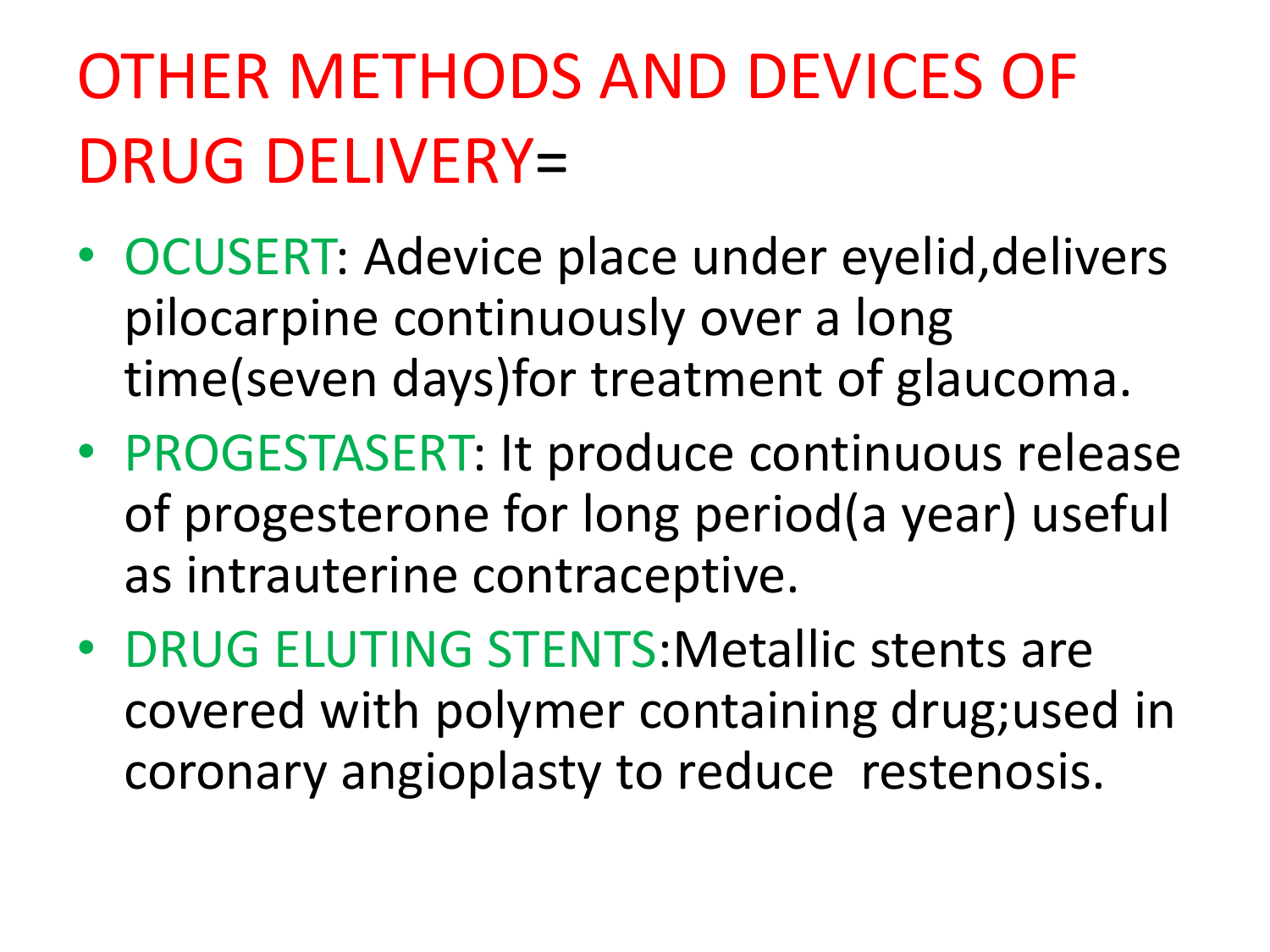# OTHER METHODS AND DEVICES OF DRUG DELIVERY=

- OCUSERT: Adevice place under eyelid,delivers pilocarpine continuously over a long time(seven days)for treatment of glaucoma.
- PROGESTASERT: It produce continuous release of progesterone for long period(a year) useful as intrauterine contraceptive.
- DRUG ELUTING STENTS:Metallic stents are covered with polymer containing drug;used in coronary angioplasty to reduce restenosis.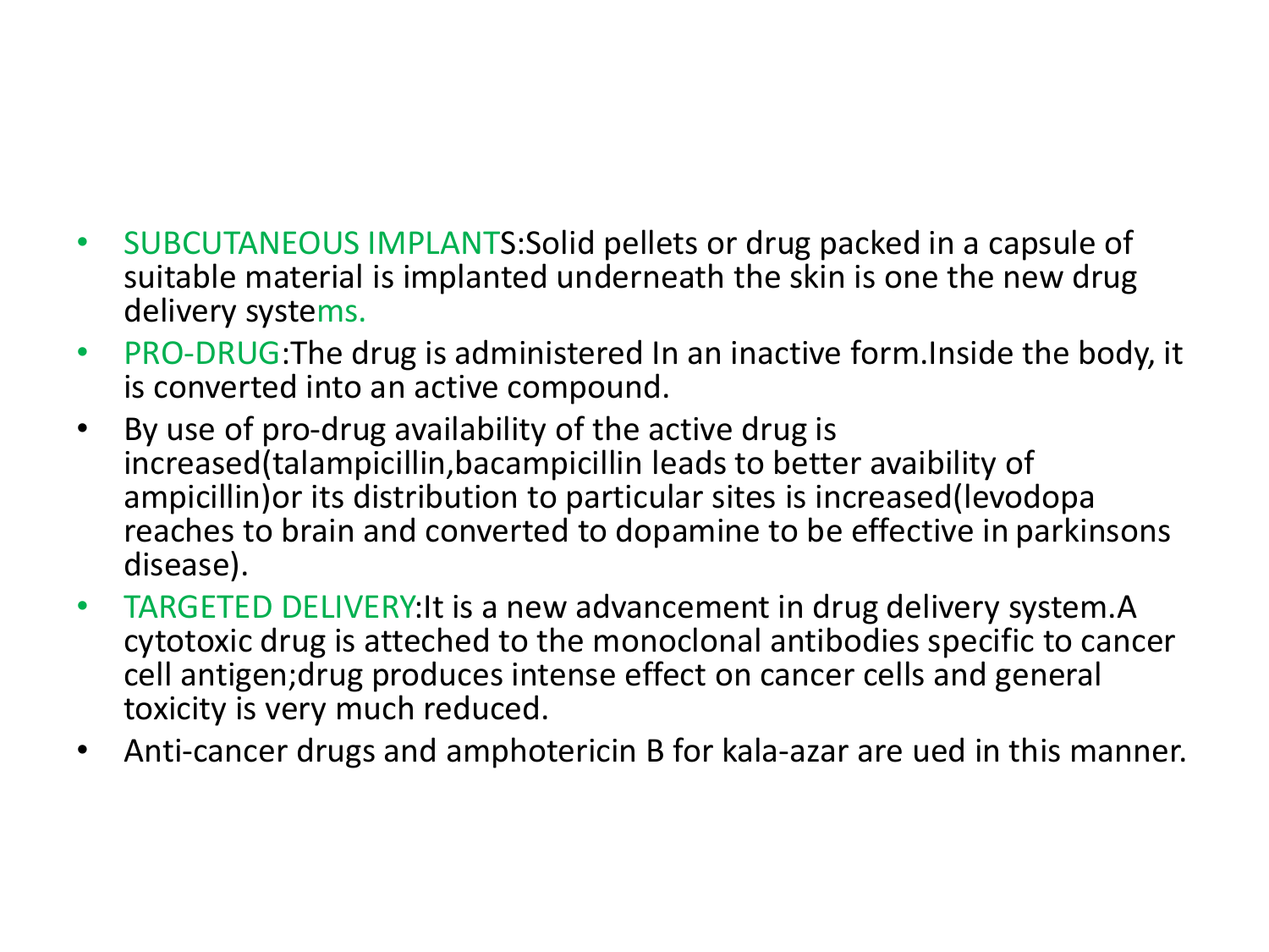- SUBCUTANEOUS IMPLANTS:Solid pellets or drug packed in a capsule of suitable material is implanted underneath the skin is one the new drug delivery systems.
- PRO-DRUG:The drug is administered In an inactive form.Inside the body, it is converted into an active compound.
- By use of pro-drug availability of the active drug is increased(talampicillin,bacampicillin leads to better avaibility of ampicillin)or its distribution to particular sites is increased(levodopa reaches to brain and converted to dopamine to be effective in parkinsons disease).
- TARGETED DELIVERY:It is a new advancement in drug delivery system.A cytotoxic drug is atteched to the monoclonal antibodies specific to cancer cell antigen;drug produces intense effect on cancer cells and general toxicity is very much reduced.
- Anti-cancer drugs and amphotericin B for kala-azar are ued in this manner.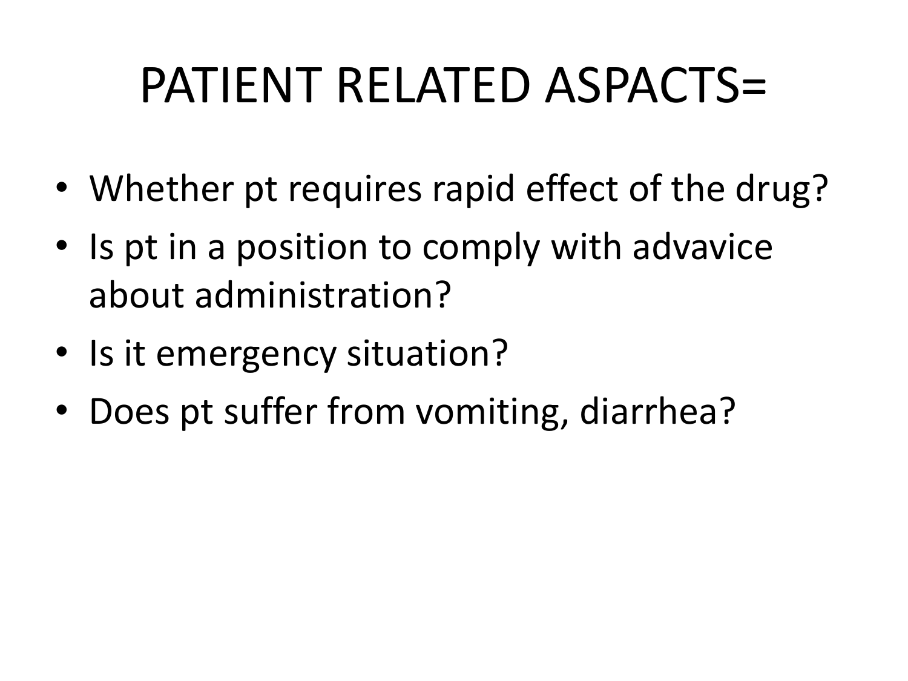# PATIENT RELATED ASPACTS=

- Whether pt requires rapid effect of the drug?
- Is pt in a position to comply with advavice about administration?
- Is it emergency situation?
- Does pt suffer from vomiting, diarrhea?